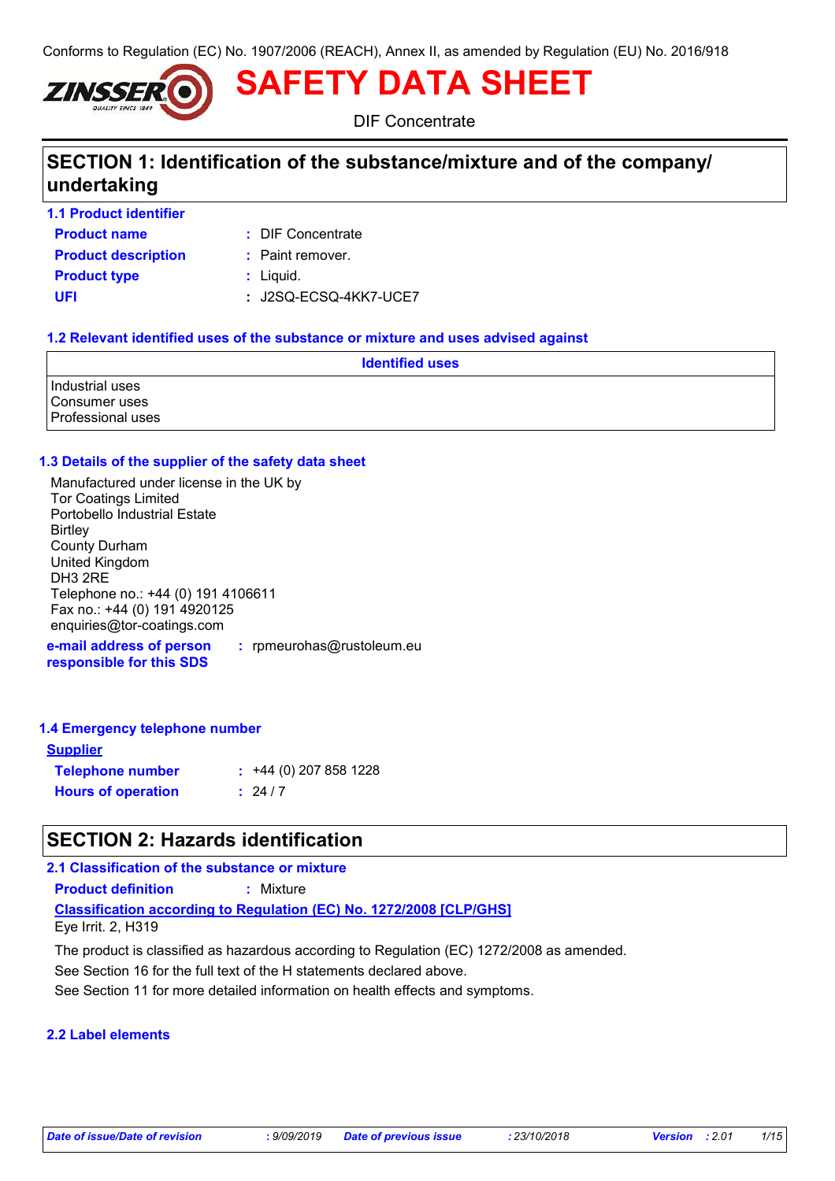Conforms to Regulation (EC) No. 1907/2006 (REACH), Annex II, as amended by Regulation (EU) No. 2016/918

# SAFETY DATA SHEET

DIF Concentrate

## SECTION 1: Identification of the substance/mixture and of the company/undertaking

### 1.1 Product identifier

**Product name** : DIF Concentrate

**Product description** : Paint remover.

**Product type** : Liquid.

**UFI** : J2SQ-ECSQ-4KK7-UCE7

### 1.2 Relevant identified uses of the substance or mixture and uses advised against

| Identified uses |
| --- |
| Industrial uses<br>Consumer uses<br>Professional uses |

### 1.3 Details of the supplier of the safety data sheet

Manufactured under license in the UK by
Tor Coatings Limited
Portobello Industrial Estate
Birtley
County Durham
United Kingdom
DH3 2RE
Telephone no.: +44 (0) 191 4106611
Fax no.: +44 (0) 191 4920125
enquiries@tor-coatings.com

**e-mail address of person responsible for this SDS** : rpmeurohas@rustoleum.eu

### 1.4 Emergency telephone number

**Supplier**

**Telephone number** : +44 (0) 207 858 1228

**Hours of operation** : 24 / 7

## SECTION 2: Hazards identification

### 2.1 Classification of the substance or mixture

**Product definition** : Mixture

**Classification according to Regulation (EC) No. 1272/2008 [CLP/GHS]**

Eye Irrit. 2, H319

The product is classified as hazardous according to Regulation (EC) 1272/2008 as amended.

See Section 16 for the full text of the H statements declared above.

See Section 11 for more detailed information on health effects and symptoms.

### 2.2 Label elements

*Date of issue/Date of revision* : 9/09/2019 *Date of previous issue* : 23/10/2018 *Version* : 2.01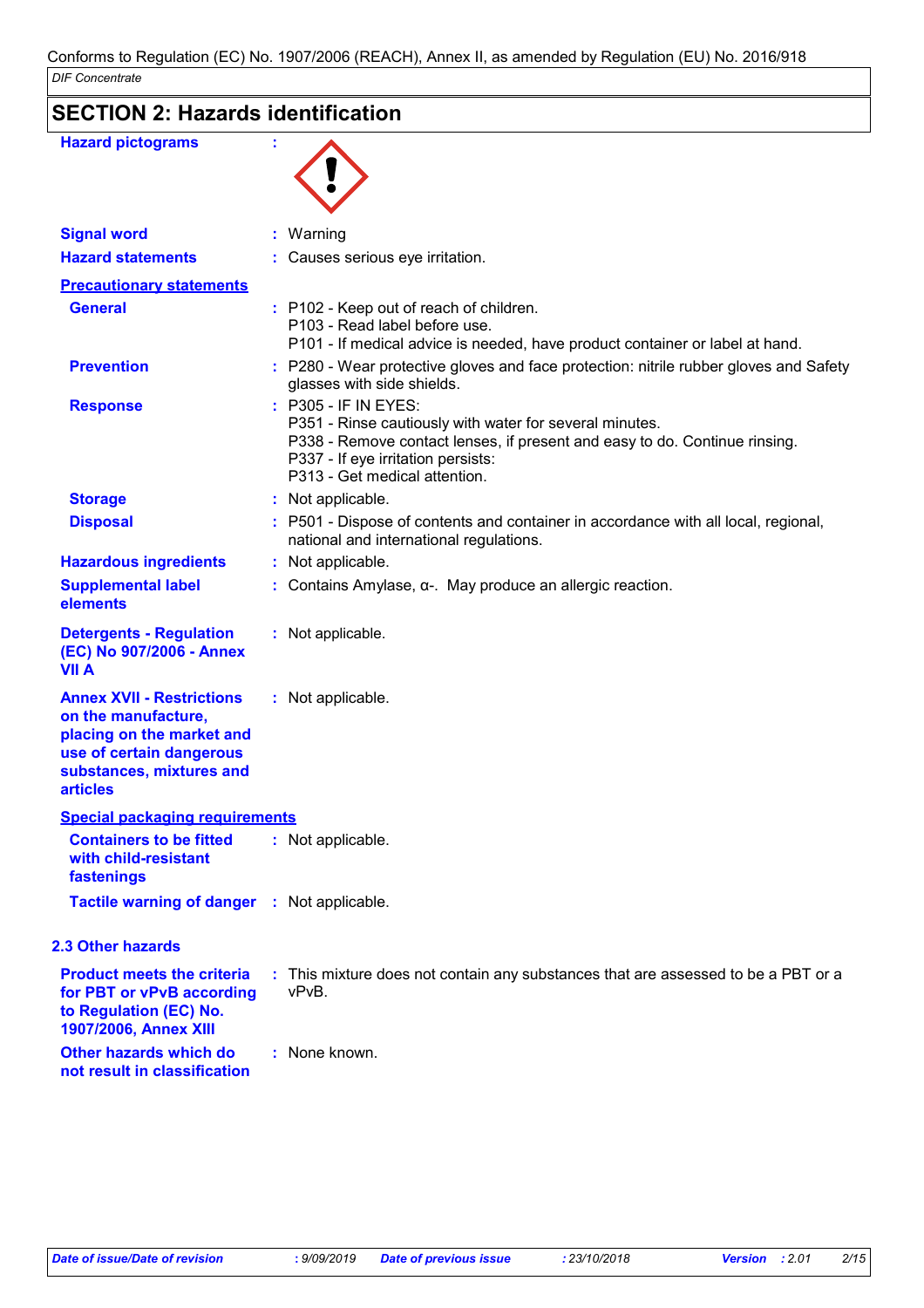Conforms to Regulation (EC) No. 1907/2006 (REACH), Annex II, as amended by Regulation (EU) No. 2016/918

*DIF Concentrate*

## SECTION 2: Hazards identification

**Hazard pictograms** :

**Signal word** : Warning

**Hazard statements** : Causes serious eye irritation.

**Precautionary statements**

**General** : P102 - Keep out of reach of children.
P103 - Read label before use.
P101 - If medical advice is needed, have product container or label at hand.

**Prevention** : P280 - Wear protective gloves and face protection: nitrile rubber gloves and Safety glasses with side shields.

**Response** : P305 - IF IN EYES:
P351 - Rinse cautiously with water for several minutes.
P338 - Remove contact lenses, if present and easy to do. Continue rinsing.
P337 - If eye irritation persists:
P313 - Get medical attention.

**Storage** : Not applicable.

**Disposal** : P501 - Dispose of contents and container in accordance with all local, regional, national and international regulations.

**Hazardous ingredients** : Not applicable.

**Supplemental label elements** : Contains Amylase, α-. May produce an allergic reaction.

**Detergents - Regulation (EC) No 907/2006 - Annex VII A** : Not applicable.

**Annex XVII - Restrictions on the manufacture, placing on the market and use of certain dangerous substances, mixtures and articles** : Not applicable.

**Special packaging requirements**

**Containers to be fitted with child-resistant fastenings** : Not applicable.

**Tactile warning of danger** : Not applicable.

### 2.3 Other hazards

**Product meets the criteria for PBT or vPvB according to Regulation (EC) No. 1907/2006, Annex XIII** : This mixture does not contain any substances that are assessed to be a PBT or a vPvB.

**Other hazards which do not result in classification** : None known.

| | | | | | |
|---|---|---|---|---|---|
| *Date of issue/Date of revision* | *: 9/09/2019* | *Date of previous issue* | *: 23/10/2018* | *Version* | *: 2.01* |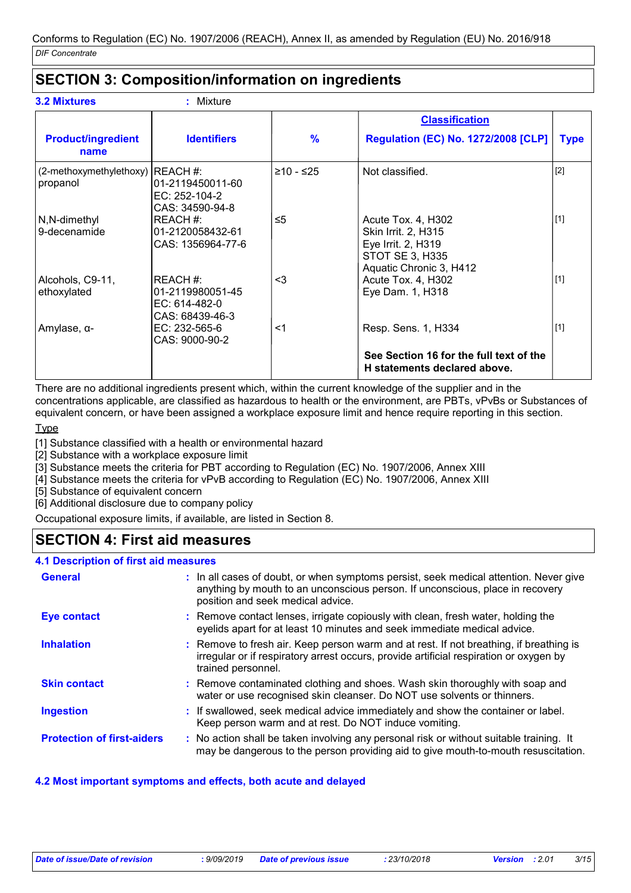## SECTION 3: Composition/information on ingredients

**3.2 Mixtures** : Mixture

| Product/ingredient name | Identifiers | % | Classification Regulation (EC) No. 1272/2008 [CLP] | Type |
|---|---|---|---|---|
| (2-methoxymethylethoxy) propanol | REACH #: 01-2119450011-60<br>EC: 252-104-2<br>CAS: 34590-94-8 | ≥10 - ≤25 | Not classified. | [2] |
| N,N-dimethyl 9-decenamide | REACH #: 01-2120058432-61<br>CAS: 1356964-77-6 | ≤5 | Acute Tox. 4, H302<br>Skin Irrit. 2, H315<br>Eye Irrit. 2, H319<br>STOT SE 3, H335<br>Aquatic Chronic 3, H412 | [1] |
| Alcohols, C9-11, ethoxylated | REACH #: 01-2119980051-45<br>EC: 614-482-0<br>CAS: 68439-46-3 | <3 | Acute Tox. 4, H302<br>Eye Dam. 1, H318 | [1] |
| Amylase, α- | EC: 232-565-6<br>CAS: 9000-90-2 | <1 | Resp. Sens. 1, H334 | [1] |
| | | | **See Section 16 for the full text of the H statements declared above.** | |

There are no additional ingredients present which, within the current knowledge of the supplier and in the concentrations applicable, are classified as hazardous to health or the environment, are PBTs, vPvBs or Substances of equivalent concern, or have been assigned a workplace exposure limit and hence require reporting in this section.

Type

[1] Substance classified with a health or environmental hazard
[2] Substance with a workplace exposure limit
[3] Substance meets the criteria for PBT according to Regulation (EC) No. 1907/2006, Annex XIII
[4] Substance meets the criteria for vPvB according to Regulation (EC) No. 1907/2006, Annex XIII
[5] Substance of equivalent concern
[6] Additional disclosure due to company policy

Occupational exposure limits, if available, are listed in Section 8.

## SECTION 4: First aid measures

### 4.1 Description of first aid measures

**General** : In all cases of doubt, or when symptoms persist, seek medical attention. Never give anything by mouth to an unconscious person. If unconscious, place in recovery position and seek medical advice.

**Eye contact** : Remove contact lenses, irrigate copiously with clean, fresh water, holding the eyelids apart for at least 10 minutes and seek immediate medical advice.

**Inhalation** : Remove to fresh air. Keep person warm and at rest. If not breathing, if breathing is irregular or if respiratory arrest occurs, provide artificial respiration or oxygen by trained personnel.

**Skin contact** : Remove contaminated clothing and shoes. Wash skin thoroughly with soap and water or use recognised skin cleanser. Do NOT use solvents or thinners.

**Ingestion** : If swallowed, seek medical advice immediately and show the container or label. Keep person warm and at rest. Do NOT induce vomiting.

**Protection of first-aiders** : No action shall be taken involving any personal risk or without suitable training. It may be dangerous to the person providing aid to give mouth-to-mouth resuscitation.

### 4.2 Most important symptoms and effects, both acute and delayed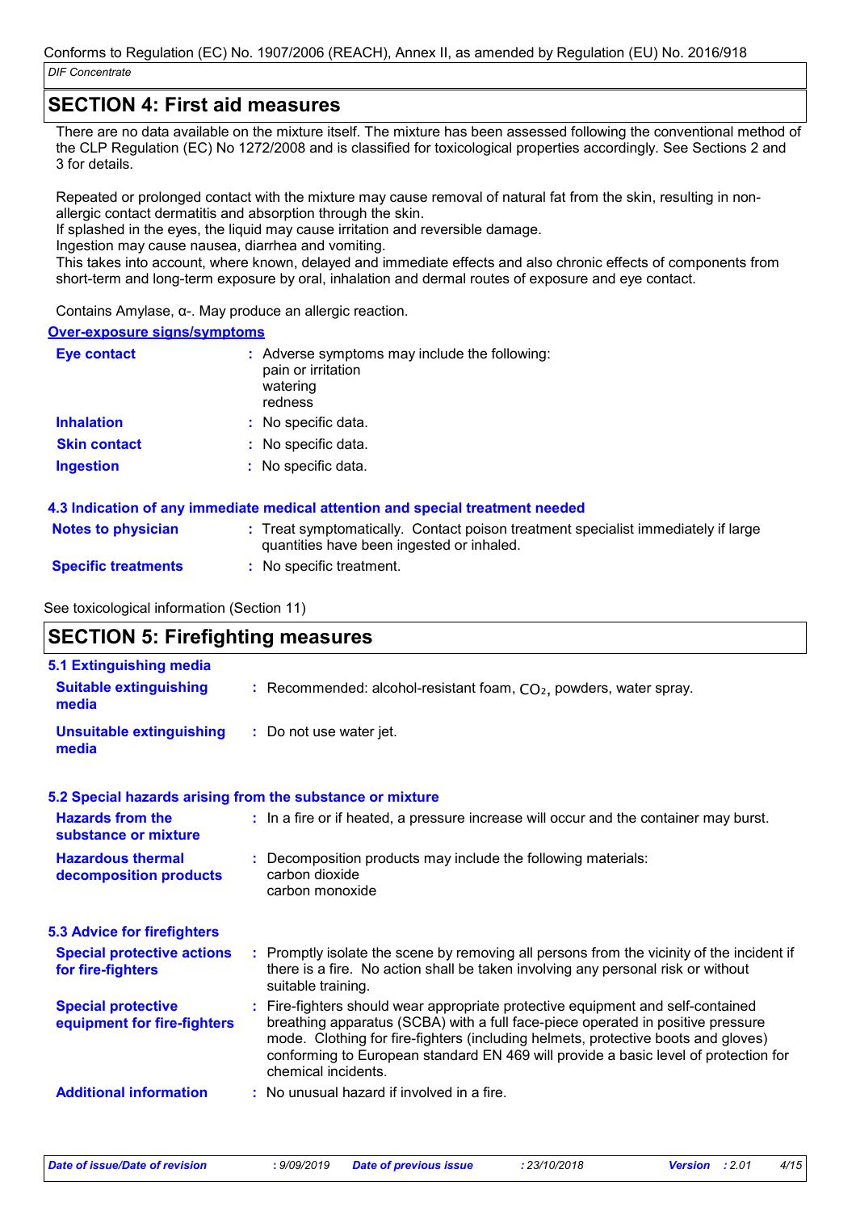## SECTION 4: First aid measures

There are no data available on the mixture itself. The mixture has been assessed following the conventional method of the CLP Regulation (EC) No 1272/2008 and is classified for toxicological properties accordingly. See Sections 2 and 3 for details.

Repeated or prolonged contact with the mixture may cause removal of natural fat from the skin, resulting in non-allergic contact dermatitis and absorption through the skin.
If splashed in the eyes, the liquid may cause irritation and reversible damage.
Ingestion may cause nausea, diarrhea and vomiting.
This takes into account, where known, delayed and immediate effects and also chronic effects of components from short-term and long-term exposure by oral, inhalation and dermal routes of exposure and eye contact.

Contains Amylase, α-. May produce an allergic reaction.

**Over-exposure signs/symptoms**

**Eye contact** : Adverse symptoms may include the following:
pain or irritation
watering
redness

**Inhalation** : No specific data.

**Skin contact** : No specific data.

**Ingestion** : No specific data.

### 4.3 Indication of any immediate medical attention and special treatment needed

**Notes to physician** : Treat symptomatically. Contact poison treatment specialist immediately if large quantities have been ingested or inhaled.

**Specific treatments** : No specific treatment.

See toxicological information (Section 11)

## SECTION 5: Firefighting measures

### 5.1 Extinguishing media

**Suitable extinguishing media** : Recommended: alcohol-resistant foam, $CO_2$, powders, water spray.

**Unsuitable extinguishing media** : Do not use water jet.

### 5.2 Special hazards arising from the substance or mixture

**Hazards from the substance or mixture** : In a fire or if heated, a pressure increase will occur and the container may burst.

**Hazardous thermal decomposition products** : Decomposition products may include the following materials:
carbon dioxide
carbon monoxide

### 5.3 Advice for firefighters

**Special protective actions for fire-fighters** : Promptly isolate the scene by removing all persons from the vicinity of the incident if there is a fire. No action shall be taken involving any personal risk or without suitable training.

**Special protective equipment for fire-fighters** : Fire-fighters should wear appropriate protective equipment and self-contained breathing apparatus (SCBA) with a full face-piece operated in positive pressure mode. Clothing for fire-fighters (including helmets, protective boots and gloves) conforming to European standard EN 469 will provide a basic level of protection for chemical incidents.

**Additional information** : No unusual hazard if involved in a fire.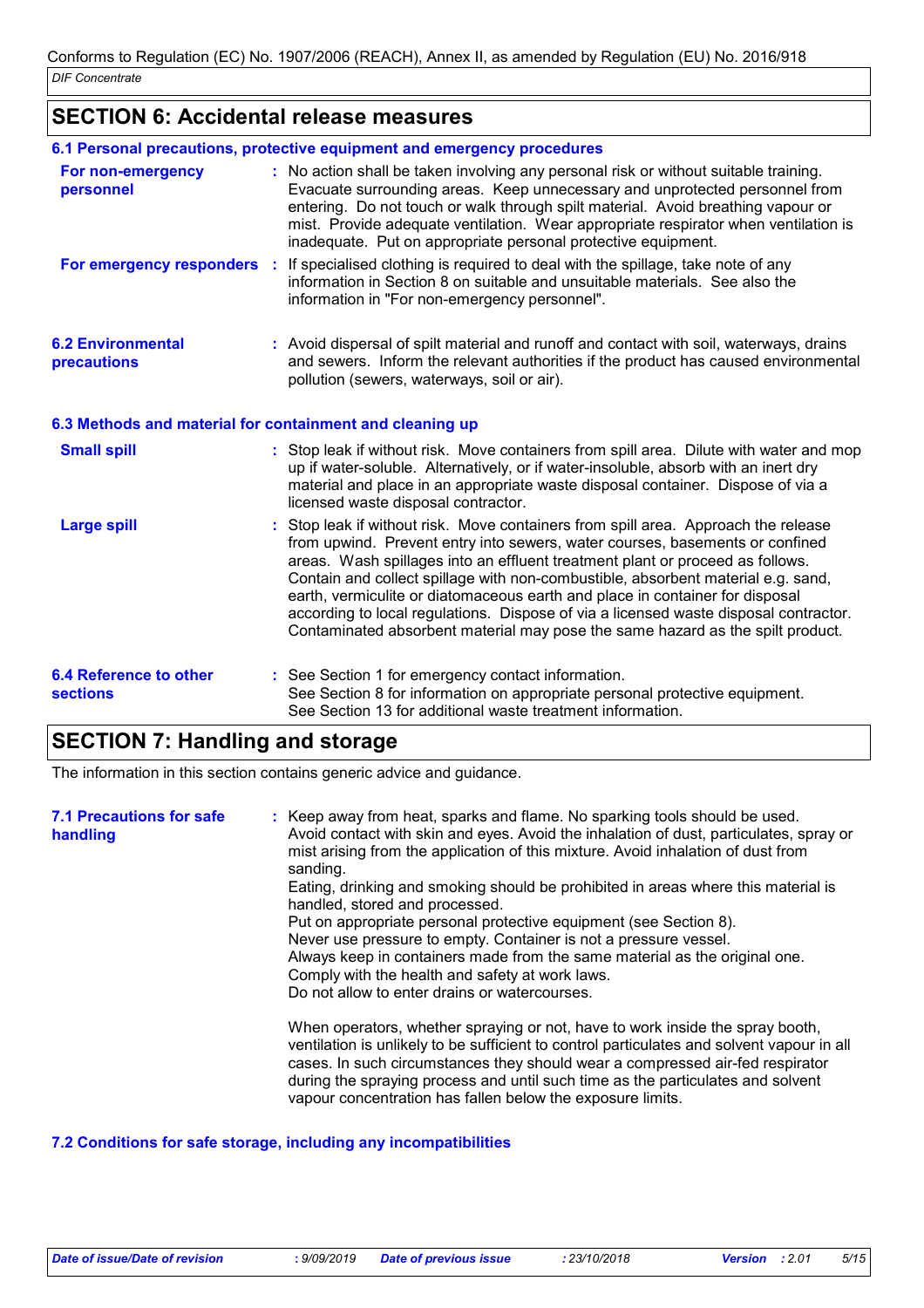## SECTION 6: Accidental release measures

### 6.1 Personal precautions, protective equipment and emergency procedures

**For non-emergency personnel** : No action shall be taken involving any personal risk or without suitable training. Evacuate surrounding areas. Keep unnecessary and unprotected personnel from entering. Do not touch or walk through spilt material. Avoid breathing vapour or mist. Provide adequate ventilation. Wear appropriate respirator when ventilation is inadequate. Put on appropriate personal protective equipment.

**For emergency responders** : If specialised clothing is required to deal with the spillage, take note of any information in Section 8 on suitable and unsuitable materials. See also the information in "For non-emergency personnel".

### 6.2 Environmental precautions

: Avoid dispersal of spilt material and runoff and contact with soil, waterways, drains and sewers. Inform the relevant authorities if the product has caused environmental pollution (sewers, waterways, soil or air).

### 6.3 Methods and material for containment and cleaning up

**Small spill** : Stop leak if without risk. Move containers from spill area. Dilute with water and mop up if water-soluble. Alternatively, or if water-insoluble, absorb with an inert dry material and place in an appropriate waste disposal container. Dispose of via a licensed waste disposal contractor.

**Large spill** : Stop leak if without risk. Move containers from spill area. Approach the release from upwind. Prevent entry into sewers, water courses, basements or confined areas. Wash spillages into an effluent treatment plant or proceed as follows. Contain and collect spillage with non-combustible, absorbent material e.g. sand, earth, vermiculite or diatomaceous earth and place in container for disposal according to local regulations. Dispose of via a licensed waste disposal contractor. Contaminated absorbent material may pose the same hazard as the spilt product.

### 6.4 Reference to other sections

: See Section 1 for emergency contact information.
See Section 8 for information on appropriate personal protective equipment.
See Section 13 for additional waste treatment information.

## SECTION 7: Handling and storage

The information in this section contains generic advice and guidance.

### 7.1 Precautions for safe handling

: Keep away from heat, sparks and flame. No sparking tools should be used.
Avoid contact with skin and eyes. Avoid the inhalation of dust, particulates, spray or mist arising from the application of this mixture. Avoid inhalation of dust from sanding.
Eating, drinking and smoking should be prohibited in areas where this material is handled, stored and processed.
Put on appropriate personal protective equipment (see Section 8).
Never use pressure to empty. Container is not a pressure vessel.
Always keep in containers made from the same material as the original one.
Comply with the health and safety at work laws.
Do not allow to enter drains or watercourses.

When operators, whether spraying or not, have to work inside the spray booth, ventilation is unlikely to be sufficient to control particulates and solvent vapour in all cases. In such circumstances they should wear a compressed air-fed respirator during the spraying process and until such time as the particulates and solvent vapour concentration has fallen below the exposure limits.

### 7.2 Conditions for safe storage, including any incompatibilities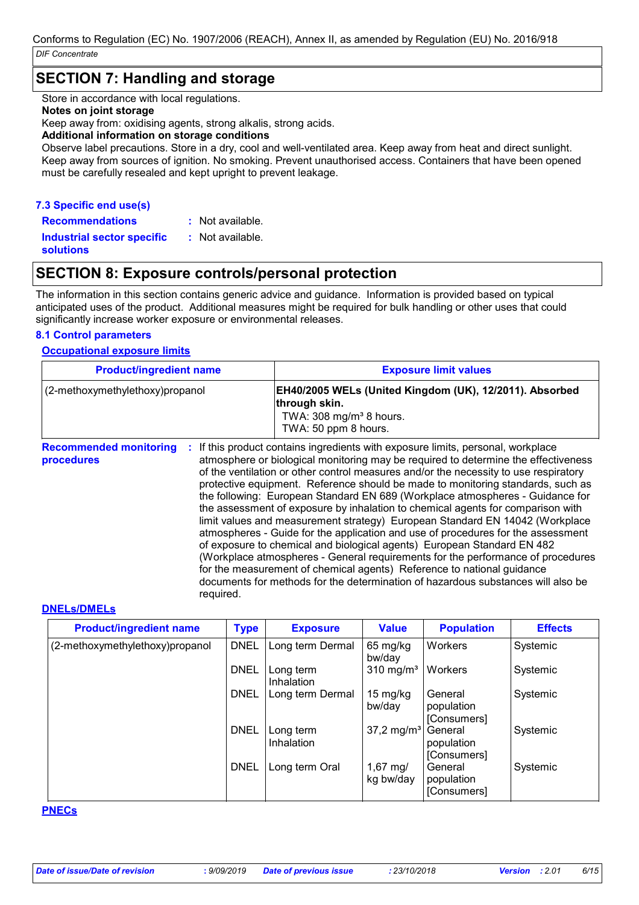## SECTION 7: Handling and storage

Store in accordance with local regulations.

**Notes on joint storage**

Keep away from: oxidising agents, strong alkalis, strong acids.

**Additional information on storage conditions**

Observe label precautions. Store in a dry, cool and well-ventilated area. Keep away from heat and direct sunlight. Keep away from sources of ignition. No smoking. Prevent unauthorised access. Containers that have been opened must be carefully resealed and kept upright to prevent leakage.

### 7.3 Specific end use(s)

**Recommendations** : Not available.

**Industrial sector specific solutions** : Not available.

## SECTION 8: Exposure controls/personal protection

The information in this section contains generic advice and guidance. Information is provided based on typical anticipated uses of the product. Additional measures might be required for bulk handling or other uses that could significantly increase worker exposure or environmental releases.

### 8.1 Control parameters

**Occupational exposure limits**

| Product/ingredient name | Exposure limit values |
|---|---|
| (2-methoxymethylethoxy)propanol | **EH40/2005 WELs (United Kingdom (UK), 12/2011). Absorbed through skin.** TWA: 308 mg/m³ 8 hours. TWA: 50 ppm 8 hours. |

**Recommended monitoring procedures** : If this product contains ingredients with exposure limits, personal, workplace atmosphere or biological monitoring may be required to determine the effectiveness of the ventilation or other control measures and/or the necessity to use respiratory protective equipment. Reference should be made to monitoring standards, such as the following: European Standard EN 689 (Workplace atmospheres - Guidance for the assessment of exposure by inhalation to chemical agents for comparison with limit values and measurement strategy) European Standard EN 14042 (Workplace atmospheres - Guide for the application and use of procedures for the assessment of exposure to chemical and biological agents) European Standard EN 482 (Workplace atmospheres - General requirements for the performance of procedures for the measurement of chemical agents) Reference to national guidance documents for methods for the determination of hazardous substances will also be required.

**DNELs/DMELs**

| Product/ingredient name | Type | Exposure | Value | Population | Effects |
|---|---|---|---|---|---|
| (2-methoxymethylethoxy)propanol | DNEL | Long term Dermal | 65 mg/kg bw/day | Workers | Systemic |
| | DNEL | Long term Inhalation | 310 mg/m³ | Workers | Systemic |
| | DNEL | Long term Dermal | 15 mg/kg bw/day | General population [Consumers] | Systemic |
| | DNEL | Long term Inhalation | 37,2 mg/m³ | General population [Consumers] | Systemic |
| | DNEL | Long term Oral | 1,67 mg/kg bw/day | General population [Consumers] | Systemic |

**PNECs**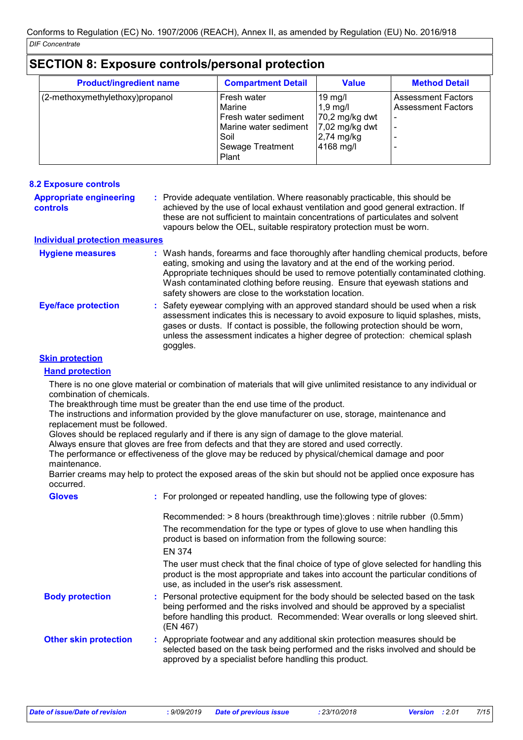## SECTION 8: Exposure controls/personal protection

| Product/ingredient name | Compartment Detail | Value | Method Detail |
|---|---|---|---|
| (2-methoxymethylethoxy)propanol | Fresh water | 19 mg/l | Assessment Factors |
| | Marine | 1,9 mg/l | Assessment Factors |
| | Fresh water sediment | 70,2 mg/kg dwt | - |
| | Marine water sediment | 7,02 mg/kg dwt | - |
| | Soil | 2,74 mg/kg | - |
| | Sewage Treatment Plant | 4168 mg/l | - |

### 8.2 Exposure controls

**Appropriate engineering controls** : Provide adequate ventilation. Where reasonably practicable, this should be achieved by the use of local exhaust ventilation and good general extraction. If these are not sufficient to maintain concentrations of particulates and solvent vapours below the OEL, suitable respiratory protection must be worn.

**Individual protection measures**

**Hygiene measures** : Wash hands, forearms and face thoroughly after handling chemical products, before eating, smoking and using the lavatory and at the end of the working period. Appropriate techniques should be used to remove potentially contaminated clothing. Wash contaminated clothing before reusing. Ensure that eyewash stations and safety showers are close to the workstation location.

**Eye/face protection** : Safety eyewear complying with an approved standard should be used when a risk assessment indicates this is necessary to avoid exposure to liquid splashes, mists, gases or dusts. If contact is possible, the following protection should be worn, unless the assessment indicates a higher degree of protection: chemical splash goggles.

**Skin protection**

**Hand protection**

There is no one glove material or combination of materials that will give unlimited resistance to any individual or combination of chemicals.
The breakthrough time must be greater than the end use time of the product.
The instructions and information provided by the glove manufacturer on use, storage, maintenance and replacement must be followed.
Gloves should be replaced regularly and if there is any sign of damage to the glove material.
Always ensure that gloves are free from defects and that they are stored and used correctly.
The performance or effectiveness of the glove may be reduced by physical/chemical damage and poor maintenance.
Barrier creams may help to protect the exposed areas of the skin but should not be applied once exposure has occurred.

**Gloves** : For prolonged or repeated handling, use the following type of gloves:

Recommended: > 8 hours (breakthrough time):gloves : nitrile rubber (0.5mm)

The recommendation for the type or types of glove to use when handling this product is based on information from the following source:

EN 374

The user must check that the final choice of type of glove selected for handling this product is the most appropriate and takes into account the particular conditions of use, as included in the user's risk assessment.

**Body protection** : Personal protective equipment for the body should be selected based on the task being performed and the risks involved and should be approved by a specialist before handling this product. Recommended: Wear overalls or long sleeved shirt. (EN 467)

**Other skin protection** : Appropriate footwear and any additional skin protection measures should be selected based on the task being performed and the risks involved and should be approved by a specialist before handling this product.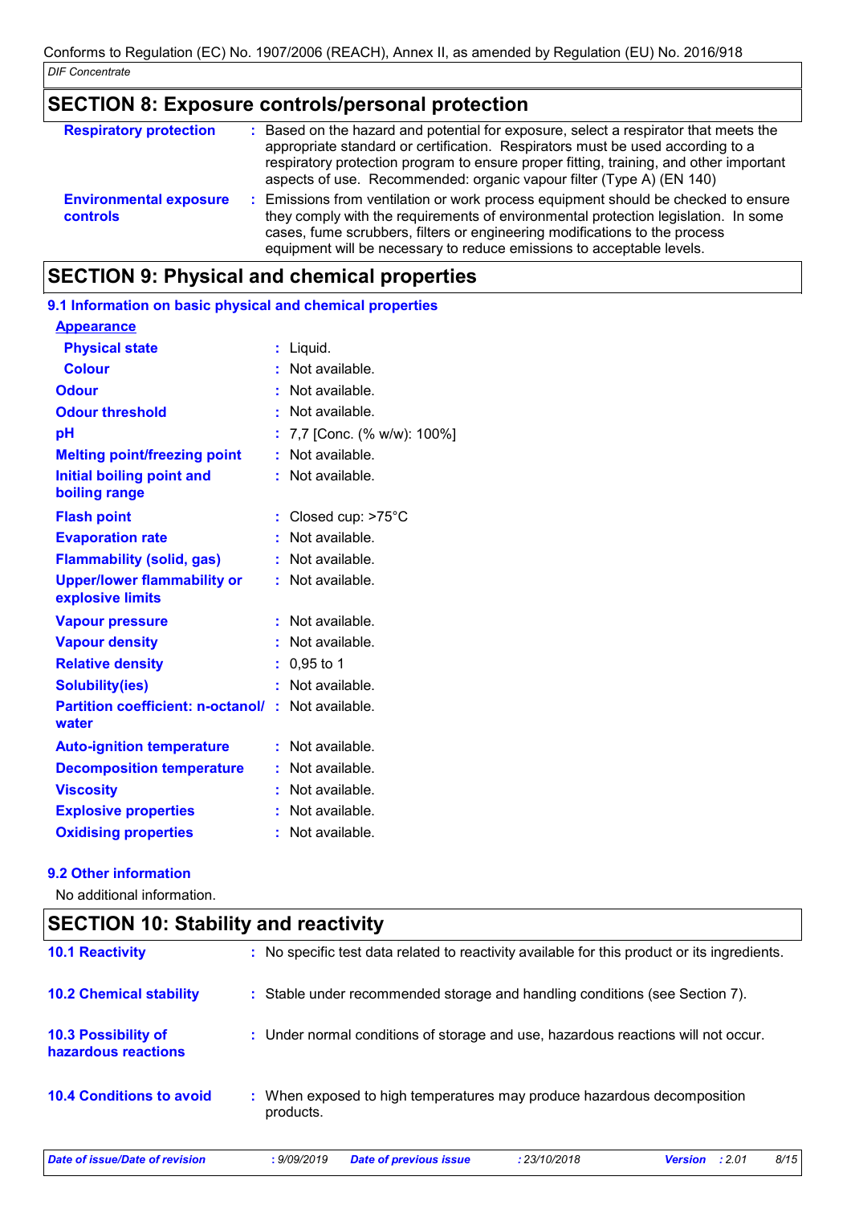## SECTION 8: Exposure controls/personal protection

| | |
|---|---|
| **Respiratory protection** | Based on the hazard and potential for exposure, select a respirator that meets the appropriate standard or certification. Respirators must be used according to a respiratory protection program to ensure proper fitting, training, and other important aspects of use. Recommended: organic vapour filter (Type A) (EN 140) |
| **Environmental exposure controls** | Emissions from ventilation or work process equipment should be checked to ensure they comply with the requirements of environmental protection legislation. In some cases, fume scrubbers, filters or engineering modifications to the process equipment will be necessary to reduce emissions to acceptable levels. |

## SECTION 9: Physical and chemical properties

### 9.1 Information on basic physical and chemical properties

**Appearance**

| | |
|---|---|
| **Physical state** | Liquid. |
| **Colour** | Not available. |
| **Odour** | Not available. |
| **Odour threshold** | Not available. |
| **pH** | 7,7 [Conc. (% w/w): 100%] |
| **Melting point/freezing point** | Not available. |
| **Initial boiling point and boiling range** | Not available. |
| **Flash point** | Closed cup: >75°C |
| **Evaporation rate** | Not available. |
| **Flammability (solid, gas)** | Not available. |
| **Upper/lower flammability or explosive limits** | Not available. |
| **Vapour pressure** | Not available. |
| **Vapour density** | Not available. |
| **Relative density** | 0,95 to 1 |
| **Solubility(ies)** | Not available. |
| **Partition coefficient: n-octanol/ water** | Not available. |
| **Auto-ignition temperature** | Not available. |
| **Decomposition temperature** | Not available. |
| **Viscosity** | Not available. |
| **Explosive properties** | Not available. |
| **Oxidising properties** | Not available. |

### 9.2 Other information

No additional information.

## SECTION 10: Stability and reactivity

| | |
|---|---|
| **10.1 Reactivity** | No specific test data related to reactivity available for this product or its ingredients. |
| **10.2 Chemical stability** | Stable under recommended storage and handling conditions (see Section 7). |
| **10.3 Possibility of hazardous reactions** | Under normal conditions of storage and use, hazardous reactions will not occur. |
| **10.4 Conditions to avoid** | When exposed to high temperatures may produce hazardous decomposition products. |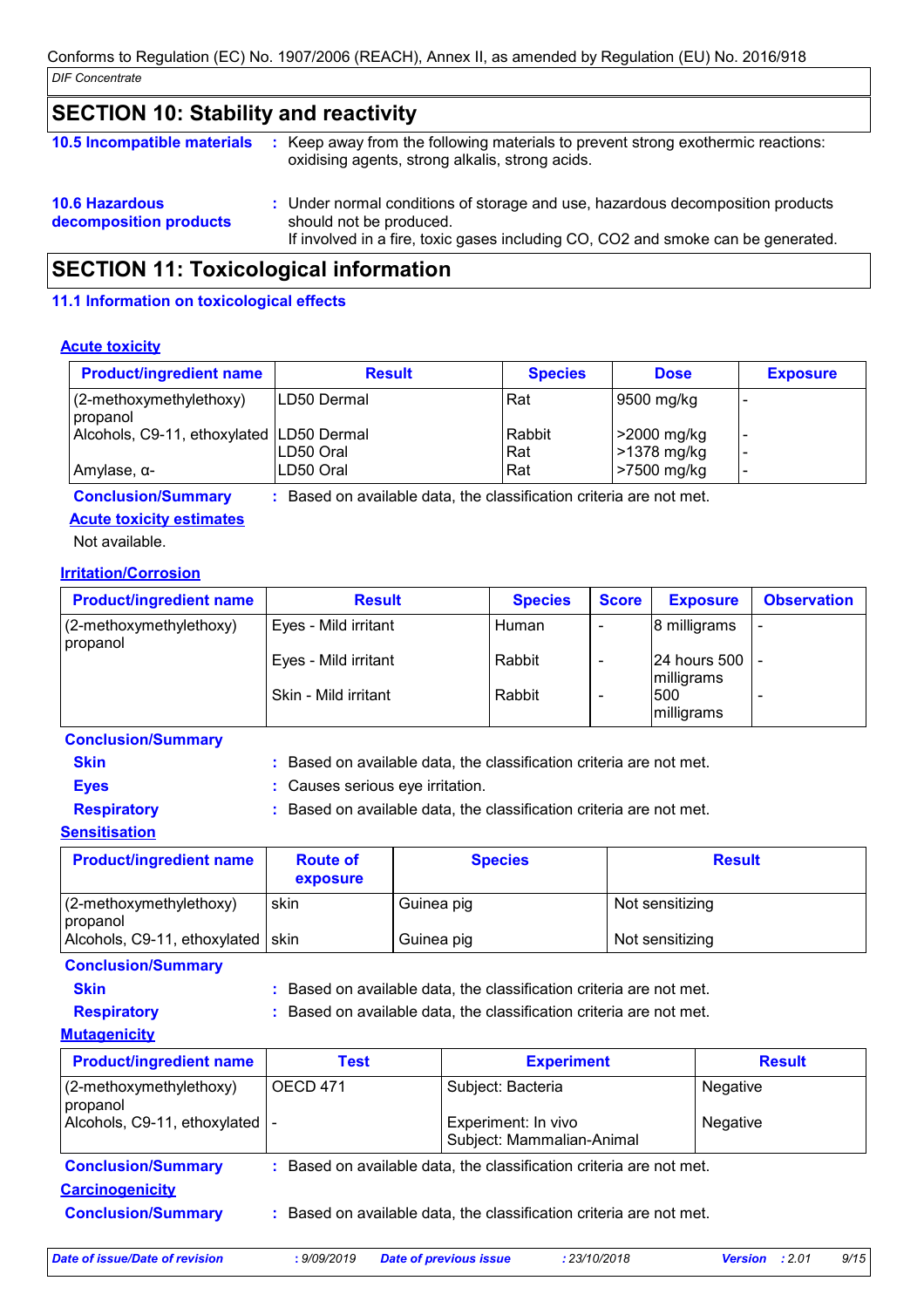## SECTION 10: Stability and reactivity

**10.5 Incompatible materials** : Keep away from the following materials to prevent strong exothermic reactions: oxidising agents, strong alkalis, strong acids.

**10.6 Hazardous decomposition products** : Under normal conditions of storage and use, hazardous decomposition products should not be produced.
If involved in a fire, toxic gases including CO, CO2 and smoke can be generated.

## SECTION 11: Toxicological information

### 11.1 Information on toxicological effects

**Acute toxicity**

| Product/ingredient name | Result | Species | Dose | Exposure |
|---|---|---|---|---|
| (2-methoxymethylethoxy) propanol | LD50 Dermal | Rat | 9500 mg/kg | - |
| Alcohols, C9-11, ethoxylated | LD50 Dermal | Rabbit | >2000 mg/kg | - |
| | LD50 Oral | Rat | >1378 mg/kg | - |
| Amylase, α- | LD50 Oral | Rat | >7500 mg/kg | - |

**Conclusion/Summary** : Based on available data, the classification criteria are not met.

**Acute toxicity estimates**

Not available.

**Irritation/Corrosion**

| Product/ingredient name | Result | Species | Score | Exposure | Observation |
|---|---|---|---|---|---|
| (2-methoxymethylethoxy) propanol | Eyes - Mild irritant | Human | - | 8 milligrams | - |
| | Eyes - Mild irritant | Rabbit | - | 24 hours 500 milligrams | - |
| | Skin - Mild irritant | Rabbit | - | 500 milligrams | - |

**Conclusion/Summary**

**Skin** : Based on available data, the classification criteria are not met.

**Eyes** : Causes serious eye irritation.

**Respiratory** : Based on available data, the classification criteria are not met.

**Sensitisation**

| Product/ingredient name | Route of exposure | Species | Result |
|---|---|---|---|
| (2-methoxymethylethoxy) propanol | skin | Guinea pig | Not sensitizing |
| Alcohols, C9-11, ethoxylated | skin | Guinea pig | Not sensitizing |

**Conclusion/Summary**

**Skin** : Based on available data, the classification criteria are not met.

**Respiratory** : Based on available data, the classification criteria are not met.

**Mutagenicity**

| Product/ingredient name | Test | Experiment | Result |
|---|---|---|---|
| (2-methoxymethylethoxy) propanol | OECD 471 | Subject: Bacteria | Negative |
| Alcohols, C9-11, ethoxylated | - | Experiment: In vivo<br>Subject: Mammalian-Animal | Negative |

**Conclusion/Summary** : Based on available data, the classification criteria are not met.

**Carcinogenicity**

**Conclusion/Summary** : Based on available data, the classification criteria are not met.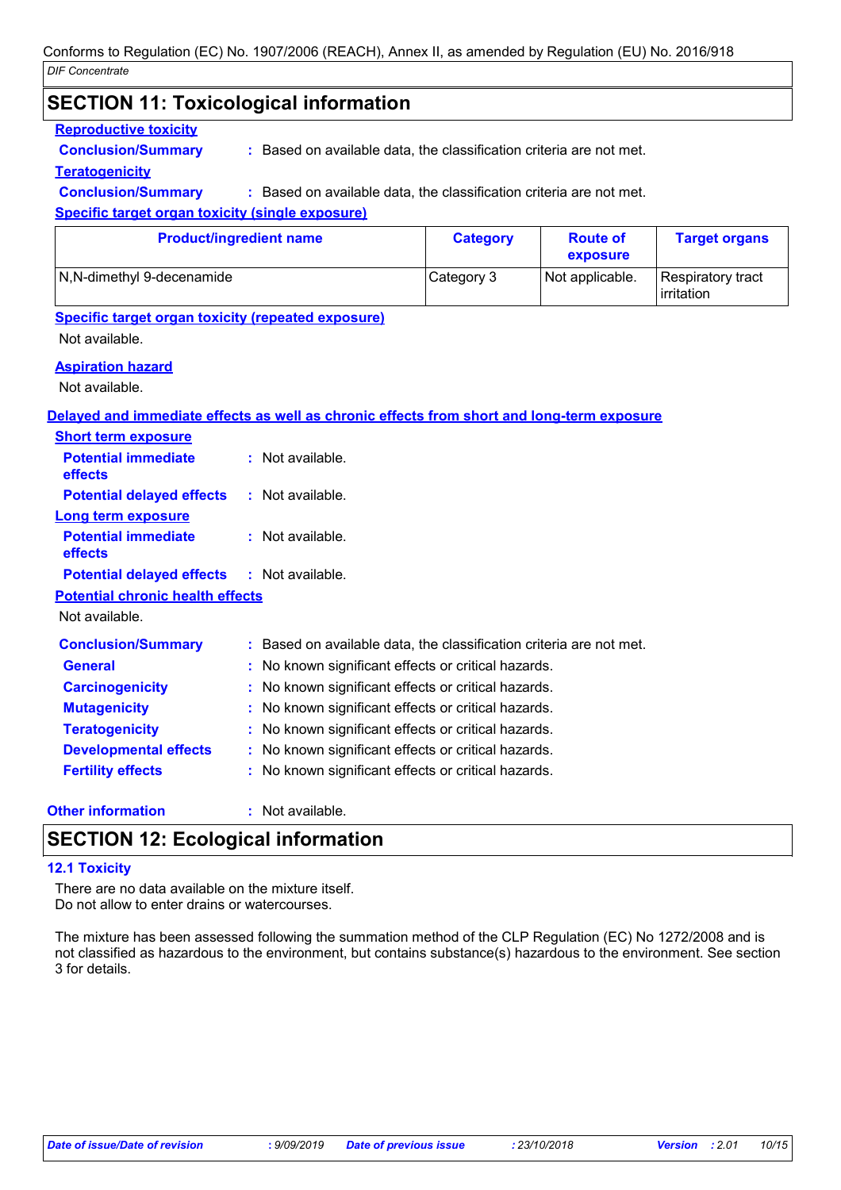## SECTION 11: Toxicological information

**Reproductive toxicity**

**Conclusion/Summary** : Based on available data, the classification criteria are not met.

**Teratogenicity**

**Conclusion/Summary** : Based on available data, the classification criteria are not met.

**Specific target organ toxicity (single exposure)**

| Product/ingredient name | Category | Route of exposure | Target organs |
|---|---|---|---|
| N,N-dimethyl 9-decenamide | Category 3 | Not applicable. | Respiratory tract irritation |

**Specific target organ toxicity (repeated exposure)**

Not available.

**Aspiration hazard**

Not available.

**Delayed and immediate effects as well as chronic effects from short and long-term exposure**

**Short term exposure**

**Potential immediate effects** : Not available.

**Potential delayed effects** : Not available.

**Long term exposure**

**Potential immediate effects** : Not available.

**Potential delayed effects** : Not available.

**Potential chronic health effects**

Not available.

**Conclusion/Summary** : Based on available data, the classification criteria are not met.

**General** : No known significant effects or critical hazards.

**Carcinogenicity** : No known significant effects or critical hazards.

**Mutagenicity** : No known significant effects or critical hazards.

**Teratogenicity** : No known significant effects or critical hazards.

**Developmental effects** : No known significant effects or critical hazards.

**Fertility effects** : No known significant effects or critical hazards.

**Other information** : Not available.

## SECTION 12: Ecological information

### 12.1 Toxicity

There are no data available on the mixture itself.
Do not allow to enter drains or watercourses.

The mixture has been assessed following the summation method of the CLP Regulation (EC) No 1272/2008 and is not classified as hazardous to the environment, but contains substance(s) hazardous to the environment. See section 3 for details.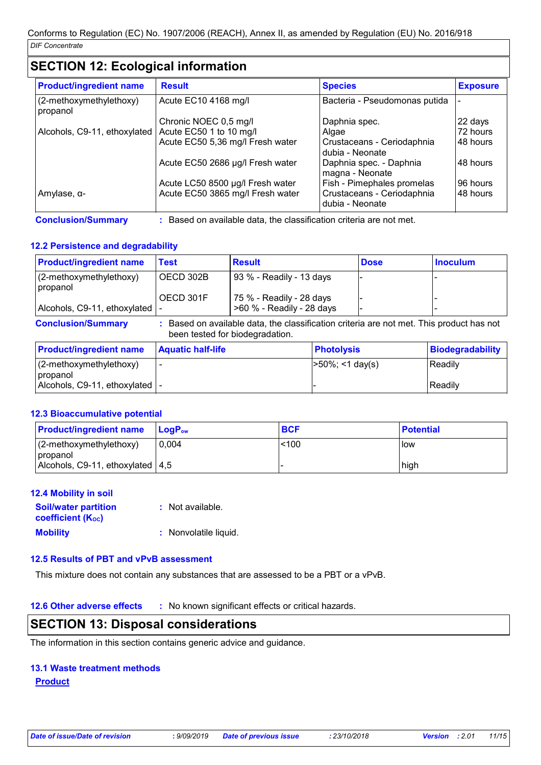Conforms to Regulation (EC) No. 1907/2006 (REACH), Annex II, as amended by Regulation (EU) No. 2016/918

*DIF Concentrate*

## SECTION 12: Ecological information

| Product/ingredient name | Result | Species | Exposure |
|---|---|---|---|
| (2-methoxymethylethoxy) propanol | Acute EC10 4168 mg/l | Bacteria - Pseudomonas putida | - |
| | Chronic NOEC 0,5 mg/l | Daphnia spec. | 22 days |
| Alcohols, C9-11, ethoxylated | Acute EC50 1 to 10 mg/l | Algae | 72 hours |
| | Acute EC50 5,36 mg/l Fresh water | Crustaceans - Ceriodaphnia dubia - Neonate | 48 hours |
| | Acute EC50 2686 µg/l Fresh water | Daphnia spec. - Daphnia magna - Neonate | 48 hours |
| | Acute LC50 8500 µg/l Fresh water | Fish - Pimephales promelas | 96 hours |
| Amylase, α- | Acute EC50 3865 mg/l Fresh water | Crustaceans - Ceriodaphnia dubia - Neonate | 48 hours |

**Conclusion/Summary** : Based on available data, the classification criteria are not met.

### 12.2 Persistence and degradability

| Product/ingredient name | Test | Result | Dose | Inoculum |
|---|---|---|---|---|
| (2-methoxymethylethoxy) propanol | OECD 302B | 93 % - Readily - 13 days | - | - |
| | OECD 301F | 75 % - Readily - 28 days | - | - |
| Alcohols, C9-11, ethoxylated | - | >60 % - Readily - 28 days | - | - |

**Conclusion/Summary** : Based on available data, the classification criteria are not met. This product has not been tested for biodegradation.

| Product/ingredient name | Aquatic half-life | Photolysis | Biodegradability |
|---|---|---|---|
| (2-methoxymethylethoxy) propanol | - | >50%; <1 day(s) | Readily |
| Alcohols, C9-11, ethoxylated | - | - | Readily |

### 12.3 Bioaccumulative potential

| Product/ingredient name | $LogP_{ow}$ | BCF | Potential |
|---|---|---|---|
| (2-methoxymethylethoxy) propanol | 0,004 | <100 | low |
| Alcohols, C9-11, ethoxylated | 4,5 | - | high |

### 12.4 Mobility in soil

**Soil/water partition coefficient ($K_{OC}$)** : Not available.

**Mobility** : Nonvolatile liquid.

### 12.5 Results of PBT and vPvB assessment

This mixture does not contain any substances that are assessed to be a PBT or a vPvB.

### 12.6 Other adverse effects

: No known significant effects or critical hazards.

## SECTION 13: Disposal considerations

The information in this section contains generic advice and guidance.

### 13.1 Waste treatment methods

**Product**

*Date of issue/Date of revision* : 9/09/2019 *Date of previous issue* : 23/10/2018 *Version* : 2.01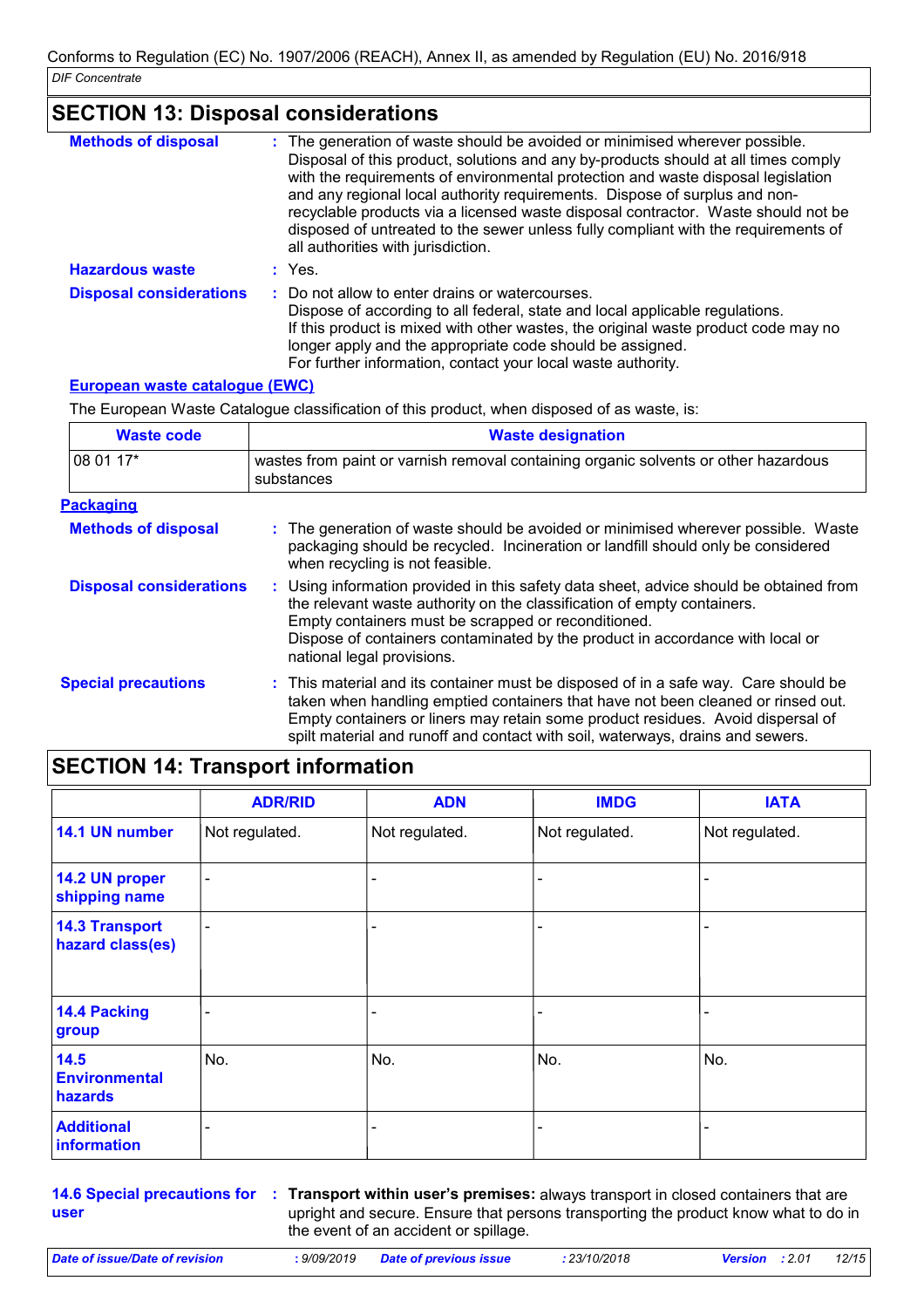## SECTION 13: Disposal considerations

**Methods of disposal** : The generation of waste should be avoided or minimised wherever possible. Disposal of this product, solutions and any by-products should at all times comply with the requirements of environmental protection and waste disposal legislation and any regional local authority requirements. Dispose of surplus and non-recyclable products via a licensed waste disposal contractor. Waste should not be disposed of untreated to the sewer unless fully compliant with the requirements of all authorities with jurisdiction.

**Hazardous waste** : Yes.

**Disposal considerations** : Do not allow to enter drains or watercourses.
Dispose of according to all federal, state and local applicable regulations.
If this product is mixed with other wastes, the original waste product code may no longer apply and the appropriate code should be assigned.
For further information, contact your local waste authority.

### European waste catalogue (EWC)

The European Waste Catalogue classification of this product, when disposed of as waste, is:

| Waste code | Waste designation |
|---|---|
| 08 01 17* | wastes from paint or varnish removal containing organic solvents or other hazardous substances |

### Packaging

**Methods of disposal** : The generation of waste should be avoided or minimised wherever possible. Waste packaging should be recycled. Incineration or landfill should only be considered when recycling is not feasible.

**Disposal considerations** : Using information provided in this safety data sheet, advice should be obtained from the relevant waste authority on the classification of empty containers.
Empty containers must be scrapped or reconditioned.
Dispose of containers contaminated by the product in accordance with local or national legal provisions.

**Special precautions** : This material and its container must be disposed of in a safe way. Care should be taken when handling emptied containers that have not been cleaned or rinsed out. Empty containers or liners may retain some product residues. Avoid dispersal of spilt material and runoff and contact with soil, waterways, drains and sewers.

## SECTION 14: Transport information

| | ADR/RID | ADN | IMDG | IATA |
|---|---|---|---|---|
| 14.1 UN number | Not regulated. | Not regulated. | Not regulated. | Not regulated. |
| 14.2 UN proper shipping name | - | - | - | - |
| 14.3 Transport hazard class(es) | - | - | - | - |
| 14.4 Packing group | - | - | - | - |
| 14.5 Environmental hazards | No. | No. | No. | No. |
| Additional information | - | - | - | - |

**14.6 Special precautions for user** : **Transport within user's premises:** always transport in closed containers that are upright and secure. Ensure that persons transporting the product know what to do in the event of an accident or spillage.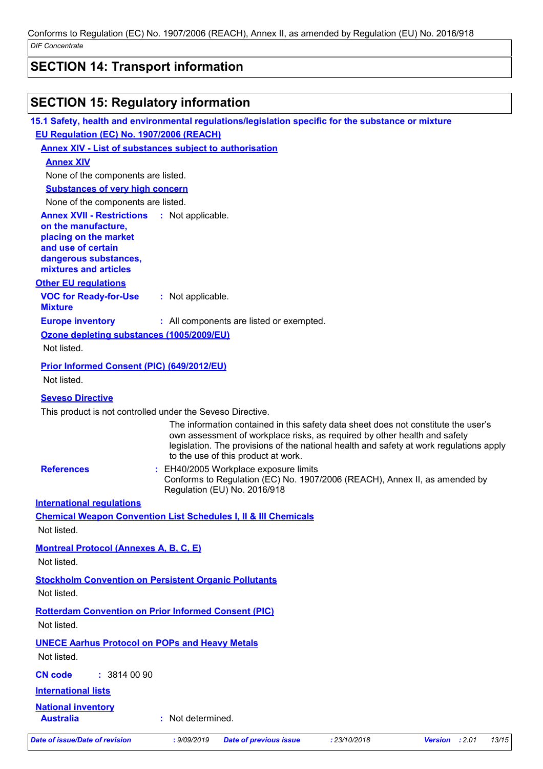## SECTION 14: Transport information

## SECTION 15: Regulatory information

### 15.1 Safety, health and environmental regulations/legislation specific for the substance or mixture

**EU Regulation (EC) No. 1907/2006 (REACH)**

**Annex XIV - List of substances subject to authorisation**

**Annex XIV**

None of the components are listed.

**Substances of very high concern**

None of the components are listed.

**Annex XVII - Restrictions on the manufacture, placing on the market and use of certain dangerous substances, mixtures and articles** : Not applicable.

**Other EU regulations**

**VOC for Ready-for-Use Mixture** : Not applicable.

**Europe inventory** : All components are listed or exempted.

**Ozone depleting substances (1005/2009/EU)**

Not listed.

**Prior Informed Consent (PIC) (649/2012/EU)**

Not listed.

**Seveso Directive**

This product is not controlled under the Seveso Directive.

The information contained in this safety data sheet does not constitute the user's own assessment of workplace risks, as required by other health and safety legislation. The provisions of the national health and safety at work regulations apply to the use of this product at work.

**References** : EH40/2005 Workplace exposure limits
Conforms to Regulation (EC) No. 1907/2006 (REACH), Annex II, as amended by Regulation (EU) No. 2016/918

**International regulations**

**Chemical Weapon Convention List Schedules I, II & III Chemicals**

Not listed.

**Montreal Protocol (Annexes A, B, C, E)**

Not listed.

**Stockholm Convention on Persistent Organic Pollutants**

Not listed.

**Rotterdam Convention on Prior Informed Consent (PIC)**

Not listed.

**UNECE Aarhus Protocol on POPs and Heavy Metals**

Not listed.

**CN code** : 3814 00 90

**International lists**

**National inventory**

**Australia** : Not determined.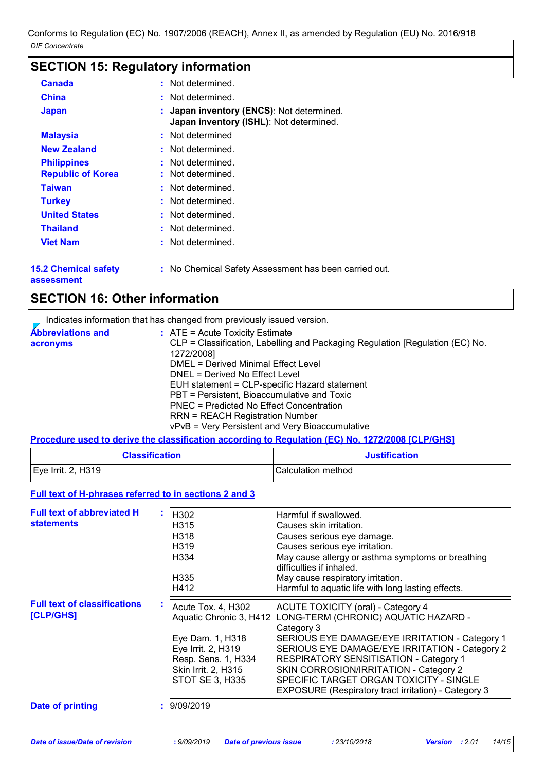## SECTION 15: Regulatory information

| | | |
|---|---|---|
| **Canada** | : | Not determined. |
| **China** | : | Not determined. |
| **Japan** | : | **Japan inventory (ENCS)**: Not determined.<br>**Japan inventory (ISHL)**: Not determined. |
| **Malaysia** | : | Not determined |
| **New Zealand** | : | Not determined. |
| **Philippines** | : | Not determined. |
| **Republic of Korea** | : | Not determined. |
| **Taiwan** | : | Not determined. |
| **Turkey** | : | Not determined. |
| **United States** | : | Not determined. |
| **Thailand** | : | Not determined. |
| **Viet Nam** | : | Not determined. |

**15.2 Chemical safety assessment** : No Chemical Safety Assessment has been carried out.

## SECTION 16: Other information

Indicates information that has changed from previously issued version.

**Abbreviations and acronyms** :
ATE = Acute Toxicity Estimate
CLP = Classification, Labelling and Packaging Regulation [Regulation (EC) No. 1272/2008]
DMEL = Derived Minimal Effect Level
DNEL = Derived No Effect Level
EUH statement = CLP-specific Hazard statement
PBT = Persistent, Bioaccumulative and Toxic
PNEC = Predicted No Effect Concentration
RRN = REACH Registration Number
vPvB = Very Persistent and Very Bioaccumulative

**Procedure used to derive the classification according to Regulation (EC) No. 1272/2008 [CLP/GHS]**

| Classification | Justification |
|---|---|
| Eye Irrit. 2, H319 | Calculation method |

**Full text of H-phrases referred to in sections 2 and 3**

**Full text of abbreviated H statements** :

| | |
|---|---|
| H302 | Harmful if swallowed. |
| H315 | Causes skin irritation. |
| H318 | Causes serious eye damage. |
| H319 | Causes serious eye irritation. |
| H334 | May cause allergy or asthma symptoms or breathing difficulties if inhaled. |
| H335 | May cause respiratory irritation. |
| H412 | Harmful to aquatic life with long lasting effects. |

**Full text of classifications [CLP/GHS]** :

| | |
|---|---|
| Acute Tox. 4, H302 | ACUTE TOXICITY (oral) - Category 4 |
| Aquatic Chronic 3, H412 | LONG-TERM (CHRONIC) AQUATIC HAZARD - Category 3 |
| Eye Dam. 1, H318 | SERIOUS EYE DAMAGE/EYE IRRITATION - Category 1 |
| Eye Irrit. 2, H319 | SERIOUS EYE DAMAGE/EYE IRRITATION - Category 2 |
| Resp. Sens. 1, H334 | RESPIRATORY SENSITISATION - Category 1 |
| Skin Irrit. 2, H315 | SKIN CORROSION/IRRITATION - Category 2 |
| STOT SE 3, H335 | SPECIFIC TARGET ORGAN TOXICITY - SINGLE EXPOSURE (Respiratory tract irritation) - Category 3 |

**Date of printing** : 9/09/2019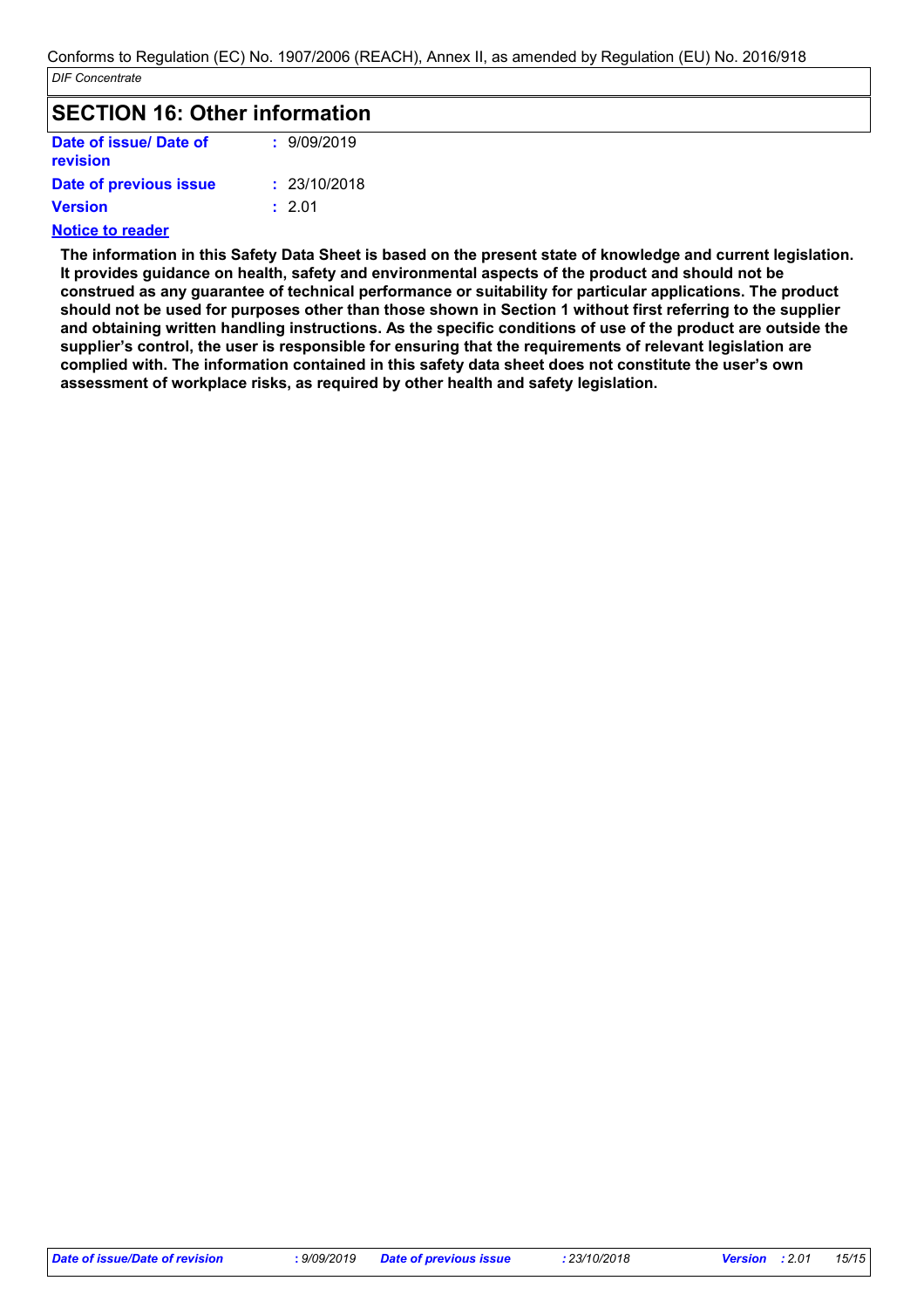## SECTION 16: Other information

| | |
|---|---|
| **Date of issue/ Date of revision** | : 9/09/2019 |
| **Date of previous issue** | : 23/10/2018 |
| **Version** | : 2.01 |

**Notice to reader**

**The information in this Safety Data Sheet is based on the present state of knowledge and current legislation. It provides guidance on health, safety and environmental aspects of the product and should not be construed as any guarantee of technical performance or suitability for particular applications. The product should not be used for purposes other than those shown in Section 1 without first referring to the supplier and obtaining written handling instructions. As the specific conditions of use of the product are outside the supplier's control, the user is responsible for ensuring that the requirements of relevant legislation are complied with. The information contained in this safety data sheet does not constitute the user's own assessment of workplace risks, as required by other health and safety legislation.**